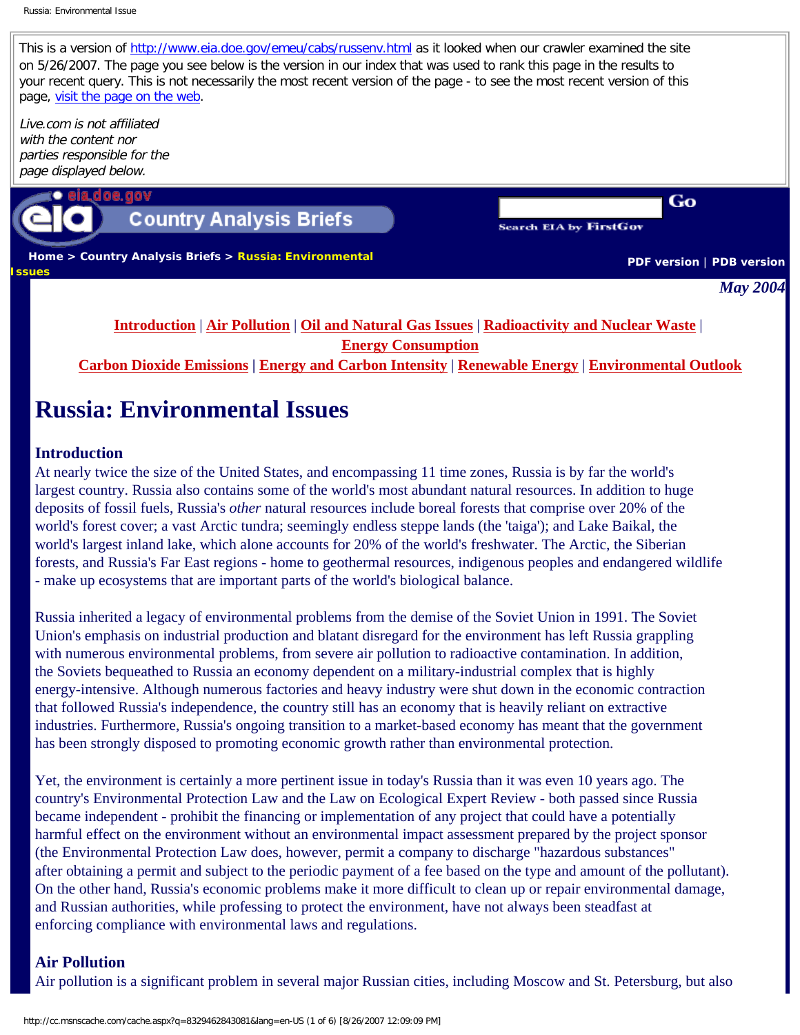This is a version of http://www.eia.doe.gov/emeu/cabs/russenv.html as it looked when our crawler examined the site on 5/26/2007. The page you see below is the version in our index that was used to rank this page in the results to your recent query. This is not necessarily the most recent version of the page - to see the most recent version of this page, visit the page on the web.

*Live.com is not affiliated with the content nor parties responsible for the page displayed below.*

eia.doe.gov Country Analysis Briefs

Search EIA by FirstGov Go

Home > Country Analysis Briefs > **Russia: Environmental Issues**

PDF version | PDB version

***May 2004***

Introduction | Air Pollution | Oil and Natural Gas Issues | Radioactivity and Nuclear Waste | Energy Consumption
Carbon Dioxide Emissions | Energy and Carbon Intensity | Renewable Energy | Environmental Outlook

# Russia: Environmental Issues

### Introduction

At nearly twice the size of the United States, and encompassing 11 time zones, Russia is by far the world's largest country. Russia also contains some of the world's most abundant natural resources. In addition to huge deposits of fossil fuels, Russia's *other* natural resources include boreal forests that comprise over 20% of the world's forest cover; a vast Arctic tundra; seemingly endless steppe lands (the 'taiga'); and Lake Baikal, the world's largest inland lake, which alone accounts for 20% of the world's freshwater. The Arctic, the Siberian forests, and Russia's Far East regions - home to geothermal resources, indigenous peoples and endangered wildlife - make up ecosystems that are important parts of the world's biological balance.

Russia inherited a legacy of environmental problems from the demise of the Soviet Union in 1991. The Soviet Union's emphasis on industrial production and blatant disregard for the environment has left Russia grappling with numerous environmental problems, from severe air pollution to radioactive contamination. In addition, the Soviets bequeathed to Russia an economy dependent on a military-industrial complex that is highly energy-intensive. Although numerous factories and heavy industry were shut down in the economic contraction that followed Russia's independence, the country still has an economy that is heavily reliant on extractive industries. Furthermore, Russia's ongoing transition to a market-based economy has meant that the government has been strongly disposed to promoting economic growth rather than environmental protection.

Yet, the environment is certainly a more pertinent issue in today's Russia than it was even 10 years ago. The country's Environmental Protection Law and the Law on Ecological Expert Review - both passed since Russia became independent - prohibit the financing or implementation of any project that could have a potentially harmful effect on the environment without an environmental impact assessment prepared by the project sponsor (the Environmental Protection Law does, however, permit a company to discharge "hazardous substances" after obtaining a permit and subject to the periodic payment of a fee based on the type and amount of the pollutant). On the other hand, Russia's economic problems make it more difficult to clean up or repair environmental damage, and Russian authorities, while professing to protect the environment, have not always been steadfast at enforcing compliance with environmental laws and regulations.

### Air Pollution

Air pollution is a significant problem in several major Russian cities, including Moscow and St. Petersburg, but also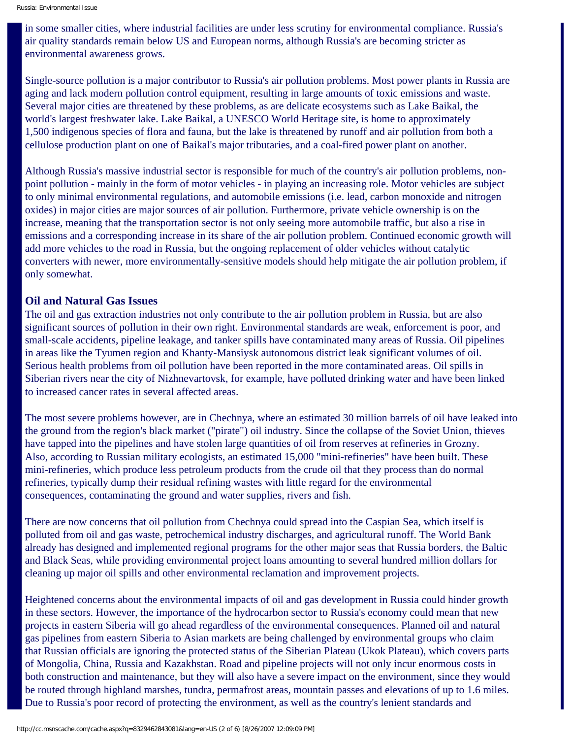in some smaller cities, where industrial facilities are under less scrutiny for environmental compliance. Russia's air quality standards remain below US and European norms, although Russia's are becoming stricter as environmental awareness grows.

Single-source pollution is a major contributor to Russia's air pollution problems. Most power plants in Russia are aging and lack modern pollution control equipment, resulting in large amounts of toxic emissions and waste. Several major cities are threatened by these problems, as are delicate ecosystems such as Lake Baikal, the world's largest freshwater lake. Lake Baikal, a UNESCO World Heritage site, is home to approximately 1,500 indigenous species of flora and fauna, but the lake is threatened by runoff and air pollution from both a cellulose production plant on one of Baikal's major tributaries, and a coal-fired power plant on another.

Although Russia's massive industrial sector is responsible for much of the country's air pollution problems, non-point pollution - mainly in the form of motor vehicles - in playing an increasing role. Motor vehicles are subject to only minimal environmental regulations, and automobile emissions (i.e. lead, carbon monoxide and nitrogen oxides) in major cities are major sources of air pollution. Furthermore, private vehicle ownership is on the increase, meaning that the transportation sector is not only seeing more automobile traffic, but also a rise in emissions and a corresponding increase in its share of the air pollution problem. Continued economic growth will add more vehicles to the road in Russia, but the ongoing replacement of older vehicles without catalytic converters with newer, more environmentally-sensitive models should help mitigate the air pollution problem, if only somewhat.

### Oil and Natural Gas Issues

The oil and gas extraction industries not only contribute to the air pollution problem in Russia, but are also significant sources of pollution in their own right. Environmental standards are weak, enforcement is poor, and small-scale accidents, pipeline leakage, and tanker spills have contaminated many areas of Russia. Oil pipelines in areas like the Tyumen region and Khanty-Mansiysk autonomous district leak significant volumes of oil. Serious health problems from oil pollution have been reported in the more contaminated areas. Oil spills in Siberian rivers near the city of Nizhnevartovsk, for example, have polluted drinking water and have been linked to increased cancer rates in several affected areas.

The most severe problems however, are in Chechnya, where an estimated 30 million barrels of oil have leaked into the ground from the region's black market ("pirate") oil industry. Since the collapse of the Soviet Union, thieves have tapped into the pipelines and have stolen large quantities of oil from reserves at refineries in Grozny. Also, according to Russian military ecologists, an estimated 15,000 "mini-refineries" have been built. These mini-refineries, which produce less petroleum products from the crude oil that they process than do normal refineries, typically dump their residual refining wastes with little regard for the environmental consequences, contaminating the ground and water supplies, rivers and fish.

There are now concerns that oil pollution from Chechnya could spread into the Caspian Sea, which itself is polluted from oil and gas waste, petrochemical industry discharges, and agricultural runoff. The World Bank already has designed and implemented regional programs for the other major seas that Russia borders, the Baltic and Black Seas, while providing environmental project loans amounting to several hundred million dollars for cleaning up major oil spills and other environmental reclamation and improvement projects.

Heightened concerns about the environmental impacts of oil and gas development in Russia could hinder growth in these sectors. However, the importance of the hydrocarbon sector to Russia's economy could mean that new projects in eastern Siberia will go ahead regardless of the environmental consequences. Planned oil and natural gas pipelines from eastern Siberia to Asian markets are being challenged by environmental groups who claim that Russian officials are ignoring the protected status of the Siberian Plateau (Ukok Plateau), which covers parts of Mongolia, China, Russia and Kazakhstan. Road and pipeline projects will not only incur enormous costs in both construction and maintenance, but they will also have a severe impact on the environment, since they would be routed through highland marshes, tundra, permafrost areas, mountain passes and elevations of up to 1.6 miles. Due to Russia's poor record of protecting the environment, as well as the country's lenient standards and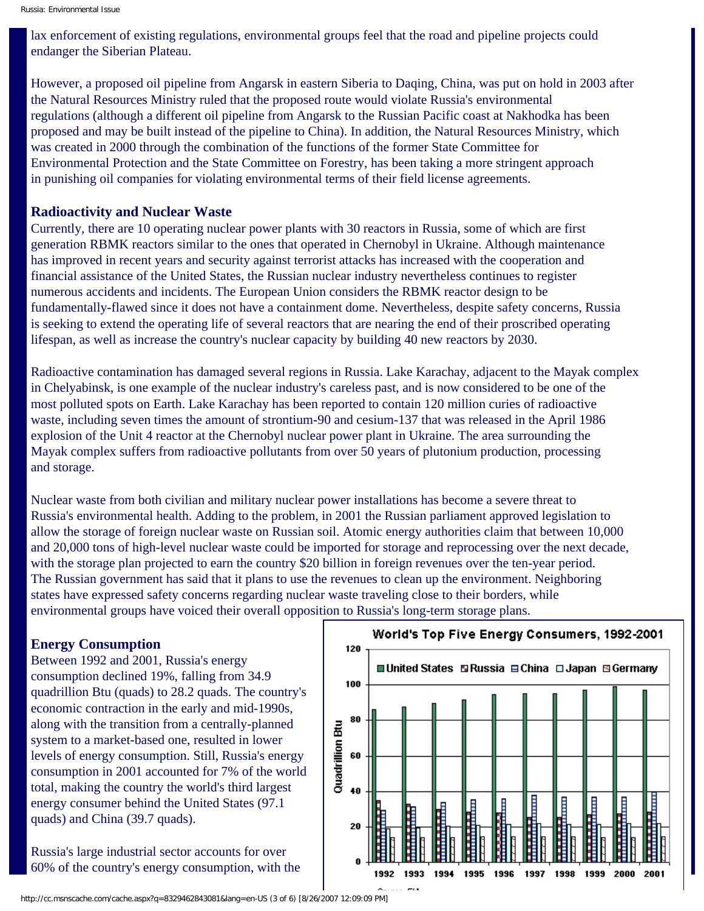lax enforcement of existing regulations, environmental groups feel that the road and pipeline projects could endanger the Siberian Plateau.

However, a proposed oil pipeline from Angarsk in eastern Siberia to Daqing, China, was put on hold in 2003 after the Natural Resources Ministry ruled that the proposed route would violate Russia's environmental regulations (although a different oil pipeline from Angarsk to the Russian Pacific coast at Nakhodka has been proposed and may be built instead of the pipeline to China). In addition, the Natural Resources Ministry, which was created in 2000 through the combination of the functions of the former State Committee for Environmental Protection and the State Committee on Forestry, has been taking a more stringent approach in punishing oil companies for violating environmental terms of their field license agreements.

### Radioactivity and Nuclear Waste

Currently, there are 10 operating nuclear power plants with 30 reactors in Russia, some of which are first generation RBMK reactors similar to the ones that operated in Chernobyl in Ukraine. Although maintenance has improved in recent years and security against terrorist attacks has increased with the cooperation and financial assistance of the United States, the Russian nuclear industry nevertheless continues to register numerous accidents and incidents. The European Union considers the RBMK reactor design to be fundamentally-flawed since it does not have a containment dome. Nevertheless, despite safety concerns, Russia is seeking to extend the operating life of several reactors that are nearing the end of their proscribed operating lifespan, as well as increase the country's nuclear capacity by building 40 new reactors by 2030.

Radioactive contamination has damaged several regions in Russia. Lake Karachay, adjacent to the Mayak complex in Chelyabinsk, is one example of the nuclear industry's careless past, and is now considered to be one of the most polluted spots on Earth. Lake Karachay has been reported to contain 120 million curies of radioactive waste, including seven times the amount of strontium-90 and cesium-137 that was released in the April 1986 explosion of the Unit 4 reactor at the Chernobyl nuclear power plant in Ukraine. The area surrounding the Mayak complex suffers from radioactive pollutants from over 50 years of plutonium production, processing and storage.

Nuclear waste from both civilian and military nuclear power installations has become a severe threat to Russia's environmental health. Adding to the problem, in 2001 the Russian parliament approved legislation to allow the storage of foreign nuclear waste on Russian soil. Atomic energy authorities claim that between 10,000 and 20,000 tons of high-level nuclear waste could be imported for storage and reprocessing over the next decade, with the storage plan projected to earn the country $20 billion in foreign revenues over the ten-year period. The Russian government has said that it plans to use the revenues to clean up the environment. Neighboring states have expressed safety concerns regarding nuclear waste traveling close to their borders, while environmental groups have voiced their overall opposition to Russia's long-term storage plans.

### Energy Consumption

Between 1992 and 2001, Russia's energy consumption declined 19%, falling from 34.9 quadrillion Btu (quads) to 28.2 quads. The country's economic contraction in the early and mid-1990s, along with the transition from a centrally-planned system to a market-based one, resulted in lower levels of energy consumption. Still, Russia's energy consumption in 2001 accounted for 7% of the world total, making the country the world's third largest energy consumer behind the United States (97.1 quads) and China (39.7 quads).

**World's Top Five Energy Consumers, 1992-2001**

Russia's large industrial sector accounts for over 60% of the country's energy consumption, with the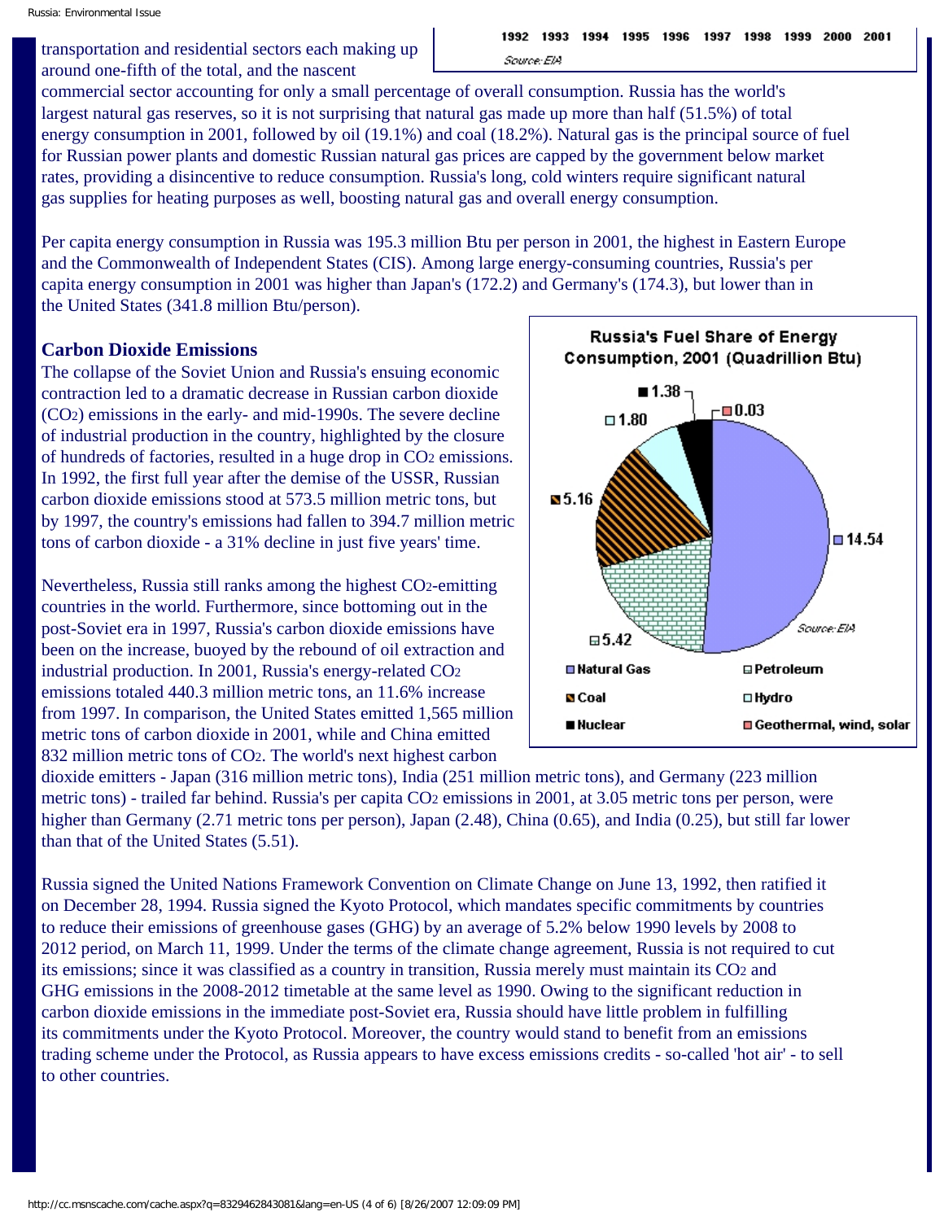transportation and residential sectors each making up around one-fifth of the total, and the nascent commercial sector accounting for only a small percentage of overall consumption. Russia has the world's largest natural gas reserves, so it is not surprising that natural gas made up more than half (51.5%) of total energy consumption in 2001, followed by oil (19.1%) and coal (18.2%). Natural gas is the principal source of fuel for Russian power plants and domestic Russian natural gas prices are capped by the government below market rates, providing a disincentive to reduce consumption. Russia's long, cold winters require significant natural gas supplies for heating purposes as well, boosting natural gas and overall energy consumption.

Per capita energy consumption in Russia was 195.3 million Btu per person in 2001, the highest in Eastern Europe and the Commonwealth of Independent States (CIS). Among large energy-consuming countries, Russia's per capita energy consumption in 2001 was higher than Japan's (172.2) and Germany's (174.3), but lower than in the United States (341.8 million Btu/person).

**Russia's Fuel Share of Energy Consumption, 2001 (Quadrillion Btu)**

| Fuel | Quadrillion Btu |
|---|---|
| Natural Gas | 14.54 |
| Petroleum | 5.42 |
| Coal | 5.16 |
| Hydro | 1.80 |
| Nuclear | 1.38 |
| Geothermal, wind, solar | 0.03 |

Source: EIA

### Carbon Dioxide Emissions

The collapse of the Soviet Union and Russia's ensuing economic contraction led to a dramatic decrease in Russian carbon dioxide ($CO_2$) emissions in the early- and mid-1990s. The severe decline of industrial production in the country, highlighted by the closure of hundreds of factories, resulted in a huge drop in $CO_2$ emissions. In 1992, the first full year after the demise of the USSR, Russian carbon dioxide emissions stood at 573.5 million metric tons, but by 1997, the country's emissions had fallen to 394.7 million metric tons of carbon dioxide - a 31% decline in just five years' time.

Nevertheless, Russia still ranks among the highest $CO_2$-emitting countries in the world. Furthermore, since bottoming out in the post-Soviet era in 1997, Russia's carbon dioxide emissions have been on the increase, buoyed by the rebound of oil extraction and industrial production. In 2001, Russia's energy-related $CO_2$ emissions totaled 440.3 million metric tons, an 11.6% increase from 1997. In comparison, the United States emitted 1,565 million metric tons of carbon dioxide in 2001, while and China emitted 832 million metric tons of $CO_2$. The world's next highest carbon dioxide emitters - Japan (316 million metric tons), India (251 million metric tons), and Germany (223 million metric tons) - trailed far behind. Russia's per capita $CO_2$ emissions in 2001, at 3.05 metric tons per person, were higher than Germany (2.71 metric tons per person), Japan (2.48), China (0.65), and India (0.25), but still far lower than that of the United States (5.51).

Russia signed the United Nations Framework Convention on Climate Change on June 13, 1992, then ratified it on December 28, 1994. Russia signed the Kyoto Protocol, which mandates specific commitments by countries to reduce their emissions of greenhouse gases (GHG) by an average of 5.2% below 1990 levels by 2008 to 2012 period, on March 11, 1999. Under the terms of the climate change agreement, Russia is not required to cut its emissions; since it was classified as a country in transition, Russia merely must maintain its $CO_2$ and GHG emissions in the 2008-2012 timetable at the same level as 1990. Owing to the significant reduction in carbon dioxide emissions in the immediate post-Soviet era, Russia should have little problem in fulfilling its commitments under the Kyoto Protocol. Moreover, the country would stand to benefit from an emissions trading scheme under the Protocol, as Russia appears to have excess emissions credits - so-called 'hot air' - to sell to other countries.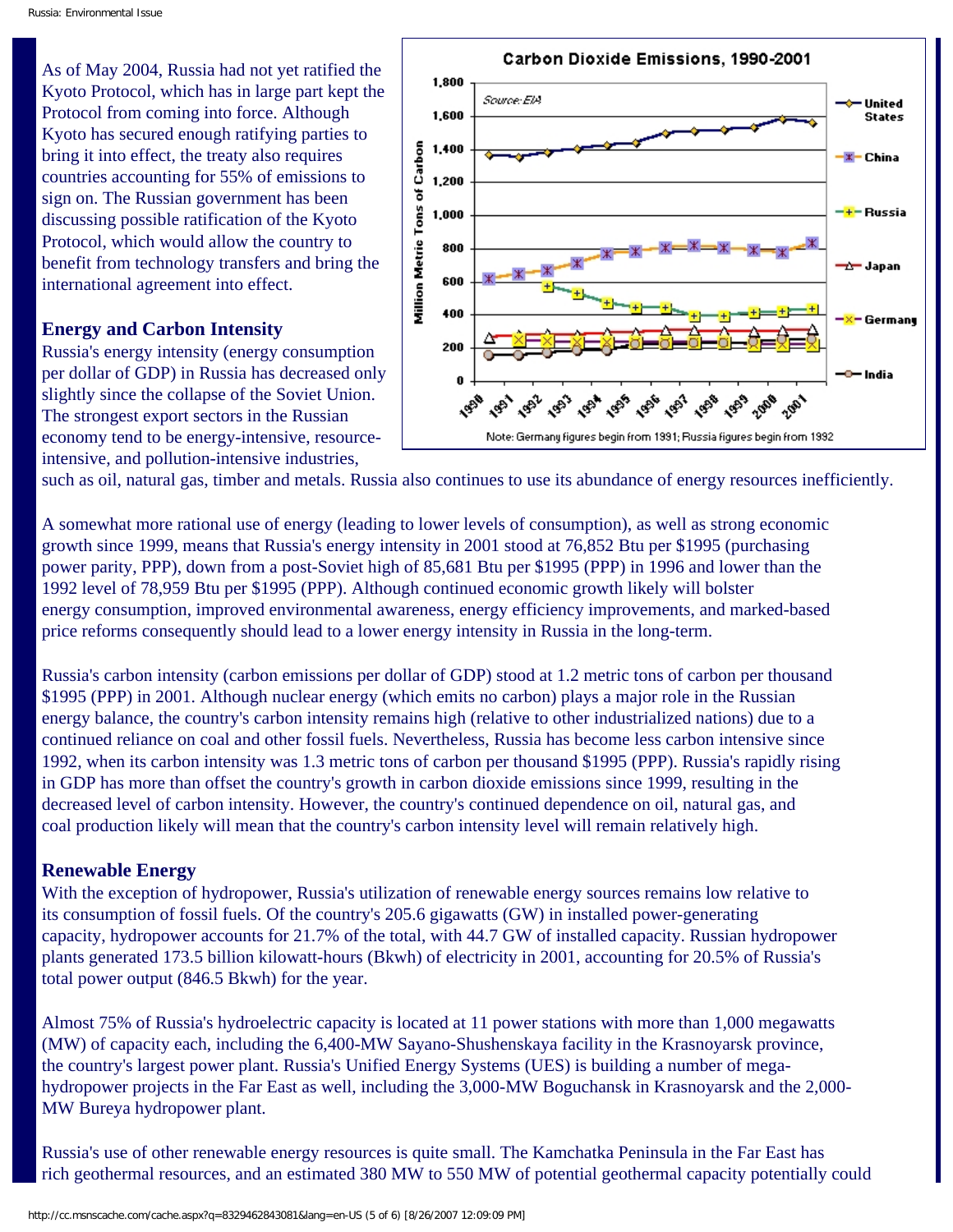As of May 2004, Russia had not yet ratified the Kyoto Protocol, which has in large part kept the Protocol from coming into force. Although Kyoto has secured enough ratifying parties to bring it into effect, the treaty also requires countries accounting for 55% of emissions to sign on. The Russian government has been discussing possible ratification of the Kyoto Protocol, which would allow the country to benefit from technology transfers and bring the international agreement into effect.

**Carbon Dioxide Emissions, 1990-2001**

Source: EIA

Note: Germany figures begin from 1991; Russia figures begin from 1992

### Energy and Carbon Intensity

Russia's energy intensity (energy consumption per dollar of GDP) in Russia has decreased only slightly since the collapse of the Soviet Union. The strongest export sectors in the Russian economy tend to be energy-intensive, resource-intensive, and pollution-intensive industries, such as oil, natural gas, timber and metals. Russia also continues to use its abundance of energy resources inefficiently.

A somewhat more rational use of energy (leading to lower levels of consumption), as well as strong economic growth since 1999, means that Russia's energy intensity in 2001 stood at 76,852 Btu per $1995 (purchasing power parity, PPP), down from a post-Soviet high of 85,681 Btu per $1995 (PPP) in 1996 and lower than the 1992 level of 78,959 Btu per $1995 (PPP). Although continued economic growth likely will bolster energy consumption, improved environmental awareness, energy efficiency improvements, and marked-based price reforms consequently should lead to a lower energy intensity in Russia in the long-term.

Russia's carbon intensity (carbon emissions per dollar of GDP) stood at 1.2 metric tons of carbon per thousand $1995 (PPP) in 2001. Although nuclear energy (which emits no carbon) plays a major role in the Russian energy balance, the country's carbon intensity remains high (relative to other industrialized nations) due to a continued reliance on coal and other fossil fuels. Nevertheless, Russia has become less carbon intensive since 1992, when its carbon intensity was 1.3 metric tons of carbon per thousand $1995 (PPP). Russia's rapidly rising in GDP has more than offset the country's growth in carbon dioxide emissions since 1999, resulting in the decreased level of carbon intensity. However, the country's continued dependence on oil, natural gas, and coal production likely will mean that the country's carbon intensity level will remain relatively high.

### Renewable Energy

With the exception of hydropower, Russia's utilization of renewable energy sources remains low relative to its consumption of fossil fuels. Of the country's 205.6 gigawatts (GW) in installed power-generating capacity, hydropower accounts for 21.7% of the total, with 44.7 GW of installed capacity. Russian hydropower plants generated 173.5 billion kilowatt-hours (Bkwh) of electricity in 2001, accounting for 20.5% of Russia's total power output (846.5 Bkwh) for the year.

Almost 75% of Russia's hydroelectric capacity is located at 11 power stations with more than 1,000 megawatts (MW) of capacity each, including the 6,400-MW Sayano-Shushenskaya facility in the Krasnoyarsk province, the country's largest power plant. Russia's Unified Energy Systems (UES) is building a number of mega-hydropower projects in the Far East as well, including the 3,000-MW Boguchansk in Krasnoyarsk and the 2,000-MW Bureya hydropower plant.

Russia's use of other renewable energy resources is quite small. The Kamchatka Peninsula in the Far East has rich geothermal resources, and an estimated 380 MW to 550 MW of potential geothermal capacity potentially could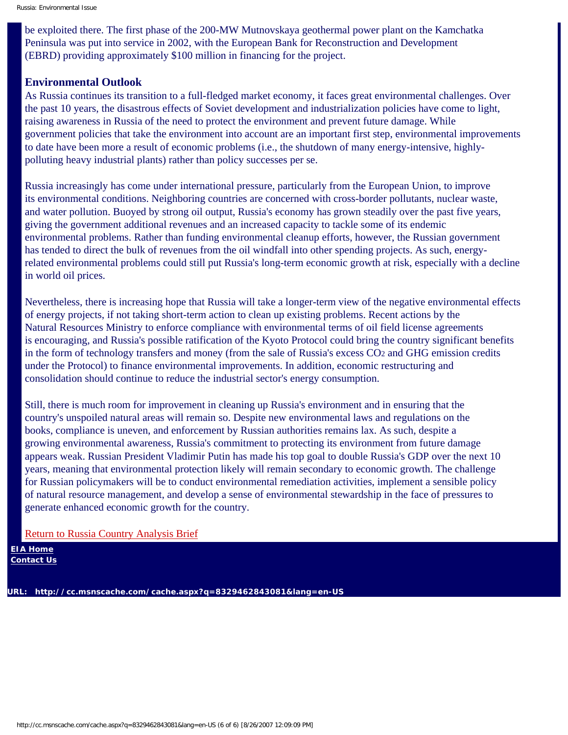be exploited there. The first phase of the 200-MW Mutnovskaya geothermal power plant on the Kamchatka Peninsula was put into service in 2002, with the European Bank for Reconstruction and Development (EBRD) providing approximately $100 million in financing for the project.

### Environmental Outlook

As Russia continues its transition to a full-fledged market economy, it faces great environmental challenges. Over the past 10 years, the disastrous effects of Soviet development and industrialization policies have come to light, raising awareness in Russia of the need to protect the environment and prevent future damage. While government policies that take the environment into account are an important first step, environmental improvements to date have been more a result of economic problems (i.e., the shutdown of many energy-intensive, highly-polluting heavy industrial plants) rather than policy successes per se.

Russia increasingly has come under international pressure, particularly from the European Union, to improve its environmental conditions. Neighboring countries are concerned with cross-border pollutants, nuclear waste, and water pollution. Buoyed by strong oil output, Russia's economy has grown steadily over the past five years, giving the government additional revenues and an increased capacity to tackle some of its endemic environmental problems. Rather than funding environmental cleanup efforts, however, the Russian government has tended to direct the bulk of revenues from the oil windfall into other spending projects. As such, energy-related environmental problems could still put Russia's long-term economic growth at risk, especially with a decline in world oil prices.

Nevertheless, there is increasing hope that Russia will take a longer-term view of the negative environmental effects of energy projects, if not taking short-term action to clean up existing problems. Recent actions by the Natural Resources Ministry to enforce compliance with environmental terms of oil field license agreements is encouraging, and Russia's possible ratification of the Kyoto Protocol could bring the country significant benefits in the form of technology transfers and money (from the sale of Russia's excess $CO_2$ and GHG emission credits under the Protocol) to finance environmental improvements. In addition, economic restructuring and consolidation should continue to reduce the industrial sector's energy consumption.

Still, there is much room for improvement in cleaning up Russia's environment and in ensuring that the country's unspoiled natural areas will remain so. Despite new environmental laws and regulations on the books, compliance is uneven, and enforcement by Russian authorities remains lax. As such, despite a growing environmental awareness, Russia's commitment to protecting its environment from future damage appears weak. Russian President Vladimir Putin has made his top goal to double Russia's GDP over the next 10 years, meaning that environmental protection likely will remain secondary to economic growth. The challenge for Russian policymakers will be to conduct environmental remediation activities, implement a sensible policy of natural resource management, and develop a sense of environmental stewardship in the face of pressures to generate enhanced economic growth for the country.

Return to Russia Country Analysis Brief

**EIA Home**
**Contact Us**

**URL: http://cc.msnscache.com/cache.aspx?q=8329462843081&lang=en-US**